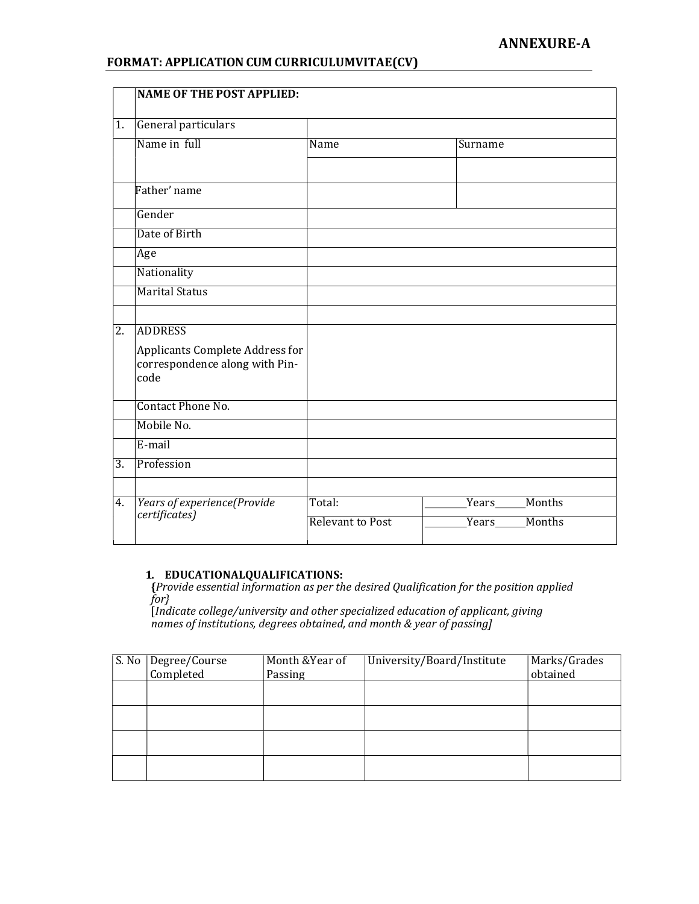**ANNEXURE-A**

**FORMAT: APPLICATION CUM CURRICULUMVITAE(CV)**

| | **NAME OF THE POST APPLIED:** | | | |
|---|---|---|---|---|
| 1. | General particulars | | | |
| | Name in full | Name | Surname | |
| | | | | |
| | Father' name | | | |
| | Gender | | | |
| | Date of Birth | | | |
| | Age | | | |
| | Nationality | | | |
| | Marital Status | | | |
| | | | | |
| 2. | ADDRESS<br>Applicants Complete Address for correspondence along with Pin-code | | | |
| | Contact Phone No. | | | |
| | Mobile No. | | | |
| | E-mail | | | |
| 3. | Profession | | | |
| | | | | |
| 4. | *Years of experience(Provide certificates)* | Total: | ________Years______Months | |
| | | Relevant to Post | ________Years______Months | |

1. **EDUCATIONALQUALIFICATIONS:**
 **{***Provide essential information as per the desired Qualification for the position applied for}*
 [*Indicate college/university and other specialized education of applicant, giving names of institutions, degrees obtained, and month & year of passing]*

| S. No | Degree/Course Completed | Month &Year of Passing | University/Board/Institute | Marks/Grades obtained |
|---|---|---|---|---|
| | | | | |
| | | | | |
| | | | | |
| | | | | |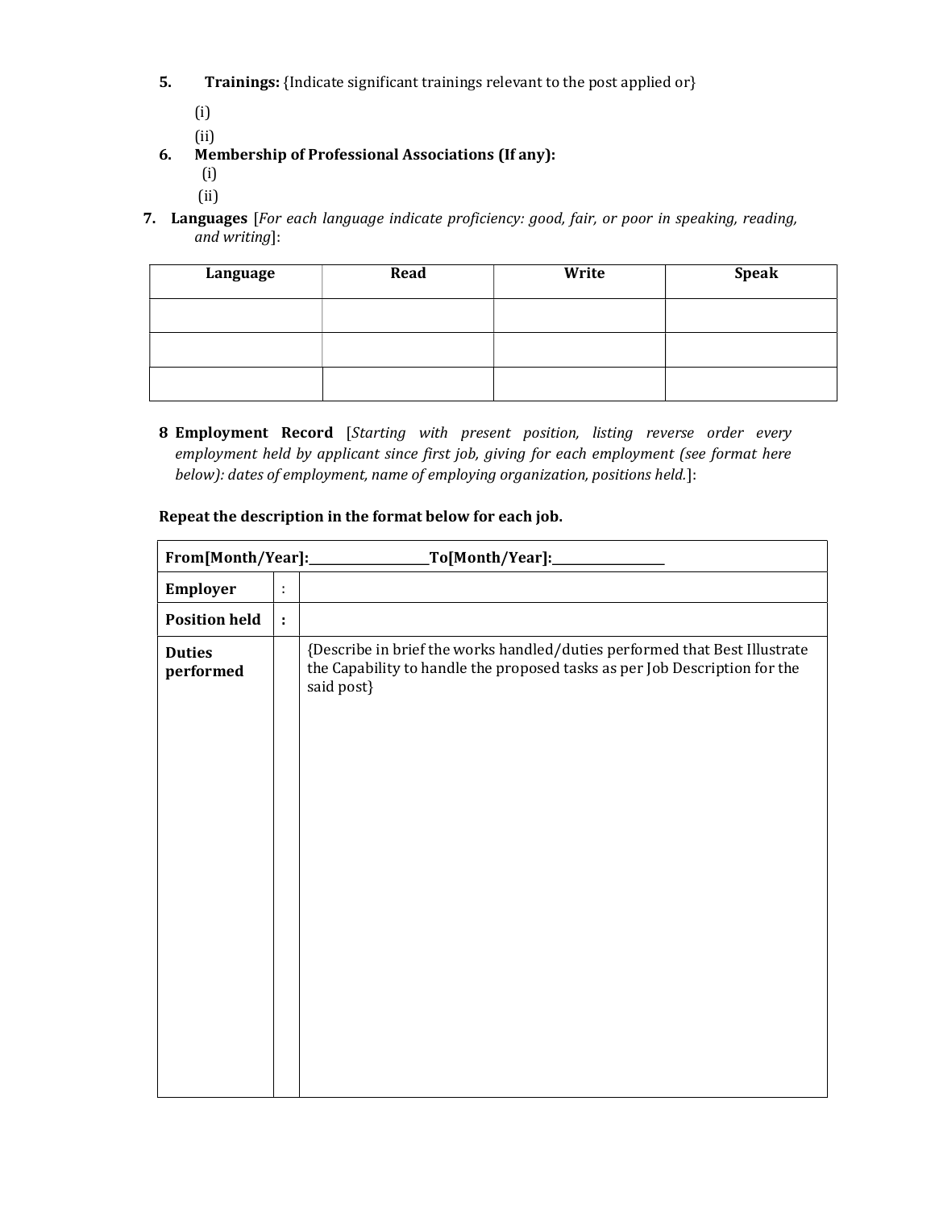5. **Trainings:** {Indicate significant trainings relevant to the post applied or}

   (i)

   (ii)

6. **Membership of Professional Associations (If any):**

   (i)

   (ii)

7. **Languages** [*For each language indicate proficiency: good, fair, or poor in speaking, reading, and writing*]:

| Language | Read | Write | Speak |
| --- | --- | --- | --- |
| | | | |
| | | | |
| | | | |

8 **Employment Record** [*Starting with present position, listing reverse order every employment held by applicant since first job, giving for each employment (see format here below): dates of employment, name of employing organization, positions held.*]:

**Repeat the description in the format below for each job.**

| **From[Month/Year]:__________________To[Month/Year]:_________________** | | |
| --- | --- | --- |
| **Employer** | : | |
| **Position held** | **:** | |
| **Duties performed** | | {Describe in brief the works handled/duties performed that Best Illustrate the Capability to handle the proposed tasks as per Job Description for the said post} |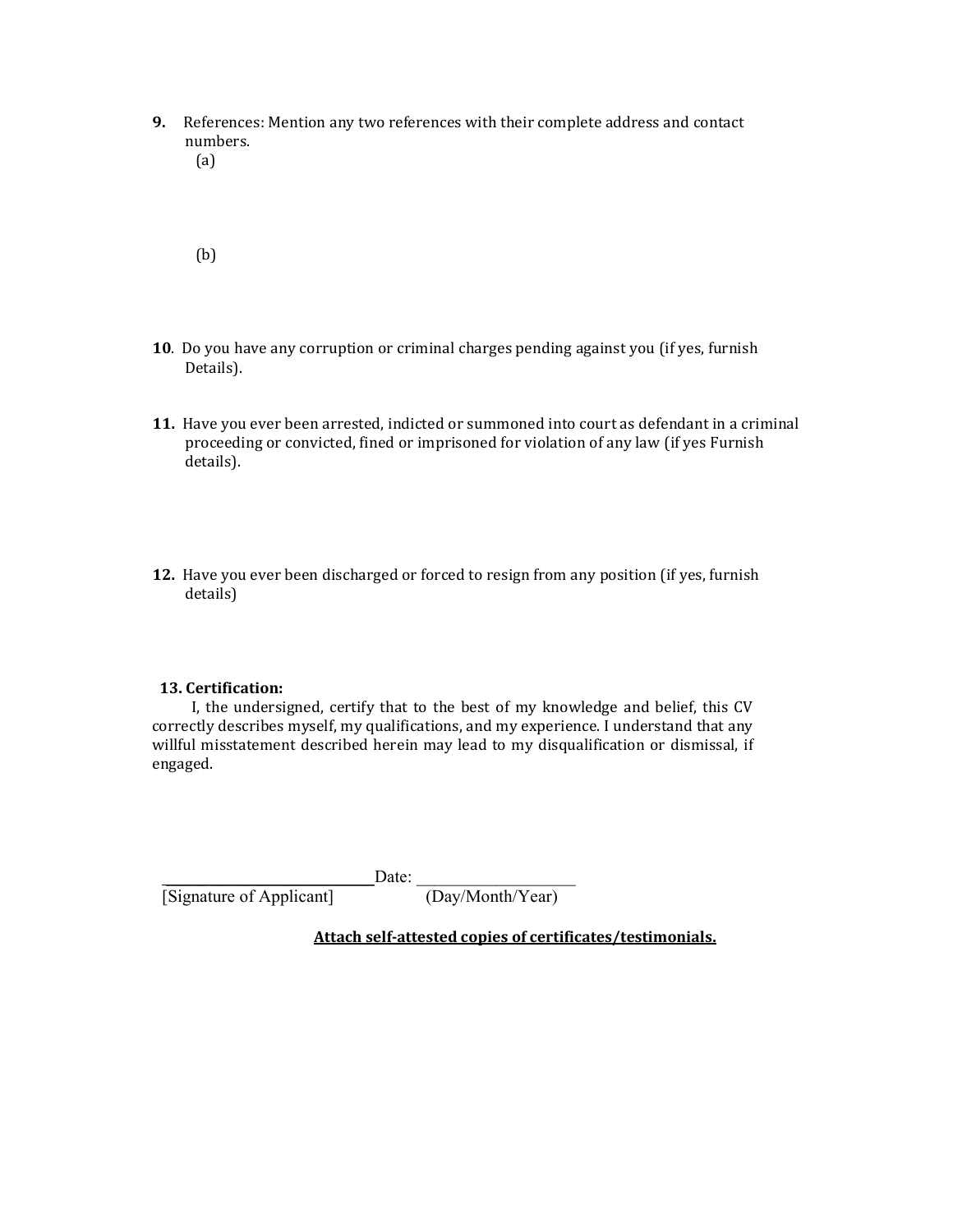**9.** References: Mention any two references with their complete address and contact numbers.

(a)

(b)

**10**. Do you have any corruption or criminal charges pending against you (if yes, furnish Details).

**11.** Have you ever been arrested, indicted or summoned into court as defendant in a criminal proceeding or convicted, fined or imprisoned for violation of any law (if yes Furnish details).

**12.** Have you ever been discharged or forced to resign from any position (if yes, furnish details)

**13. Certification:**

I, the undersigned, certify that to the best of my knowledge and belief, this CV correctly describes myself, my qualifications, and my experience. I understand that any willful misstatement described herein may lead to my disqualification or dismissal, if engaged.

\_\_\_\_\_\_\_\_\_\_\_\_\_\_\_\_\_\_\_\_\_\_\_\_\_\_\_ Date: \_\_\_\_\_\_\_\_\_\_\_\_\_\_\_\_\_\_\_\_

[Signature of Applicant] (Day/Month/Year)

**Attach self-attested copies of certificates/testimonials.**